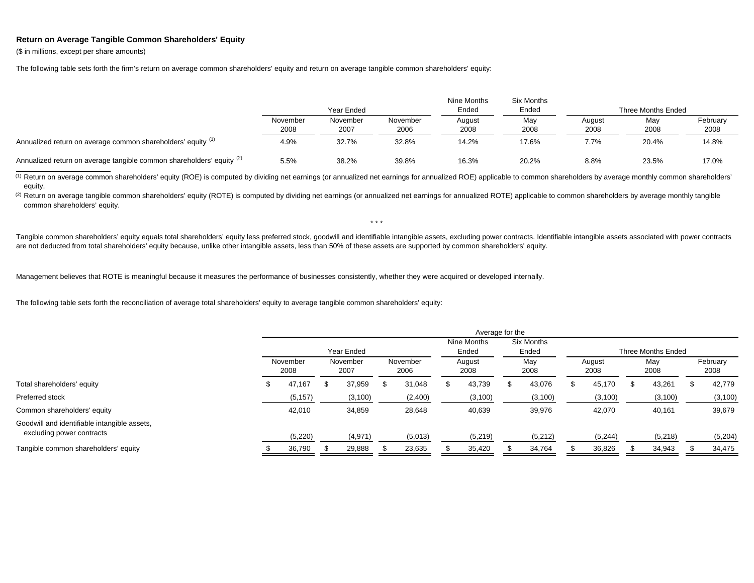### Return on Average Tangible Common Shareholders' Equity

($ in millions, except per share amounts)

The following table sets forth the firm's return on average common shareholders' equity and return on average tangible common shareholders' equity:

| | Year Ended | | | Nine Months Ended | Six Months Ended | Three Months Ended | | |
|---|---|---|---|---|---|---|---|---|
| | November 2008 | November 2007 | November 2006 | August 2008 | May 2008 | August 2008 | May 2008 | February 2008 |
| Annualized return on average common shareholders' equity [1] | 4.9% | 32.7% | 32.8% | 14.2% | 17.6% | 7.7% | 20.4% | 14.8% |
| Annualized return on average tangible common shareholders' equity [2] | 5.5% | 38.2% | 39.8% | 16.3% | 20.2% | 8.8% | 23.5% | 17.0% |

[1] Return on average common shareholders' equity (ROE) is computed by dividing net earnings (or annualized net earnings for annualized ROE) applicable to common shareholders by average monthly common shareholders' equity.

[2] Return on average tangible common shareholders' equity (ROTE) is computed by dividing net earnings (or annualized net earnings for annualized ROTE) applicable to common shareholders by average monthly tangible common shareholders' equity.

\* \* \*

Tangible common shareholders' equity equals total shareholders' equity less preferred stock, goodwill and identifiable intangible assets, excluding power contracts. Identifiable intangible assets associated with power contracts are not deducted from total shareholders' equity because, unlike other intangible assets, less than 50% of these assets are supported by common shareholders' equity.

Management believes that ROTE is meaningful because it measures the performance of businesses consistently, whether they were acquired or developed internally.

The following table sets forth the reconciliation of average total shareholders' equity to average tangible common shareholders' equity:

| | Average for the | | | | | | | |
|---|---|---|---|---|---|---|---|---|
| | Year Ended | | | Nine Months Ended | Six Months Ended | Three Months Ended | | |
| | November 2008 | November 2007 | November 2006 | August 2008 | May 2008 | August 2008 | May 2008 | February 2008 |
| Total shareholders' equity | $ 47,167 | $ 37,959 | $ 31,048 | $ 43,739 | $ 43,076 | $ 45,170 | $ 43,261 | $ 42,779 |
| Preferred stock | (5,157) | (3,100) | (2,400) | (3,100) | (3,100) | (3,100) | (3,100) | (3,100) |
| Common shareholders' equity | 42,010 | 34,859 | 28,648 | 40,639 | 39,976 | 42,070 | 40,161 | 39,679 |
| Goodwill and identifiable intangible assets, excluding power contracts | (5,220) | (4,971) | (5,013) | (5,219) | (5,212) | (5,244) | (5,218) | (5,204) |
| Tangible common shareholders' equity | $ 36,790 | $ 29,888 | $ 23,635 | $ 35,420 | $ 34,764 | $ 36,826 | $ 34,943 | $ 34,475 |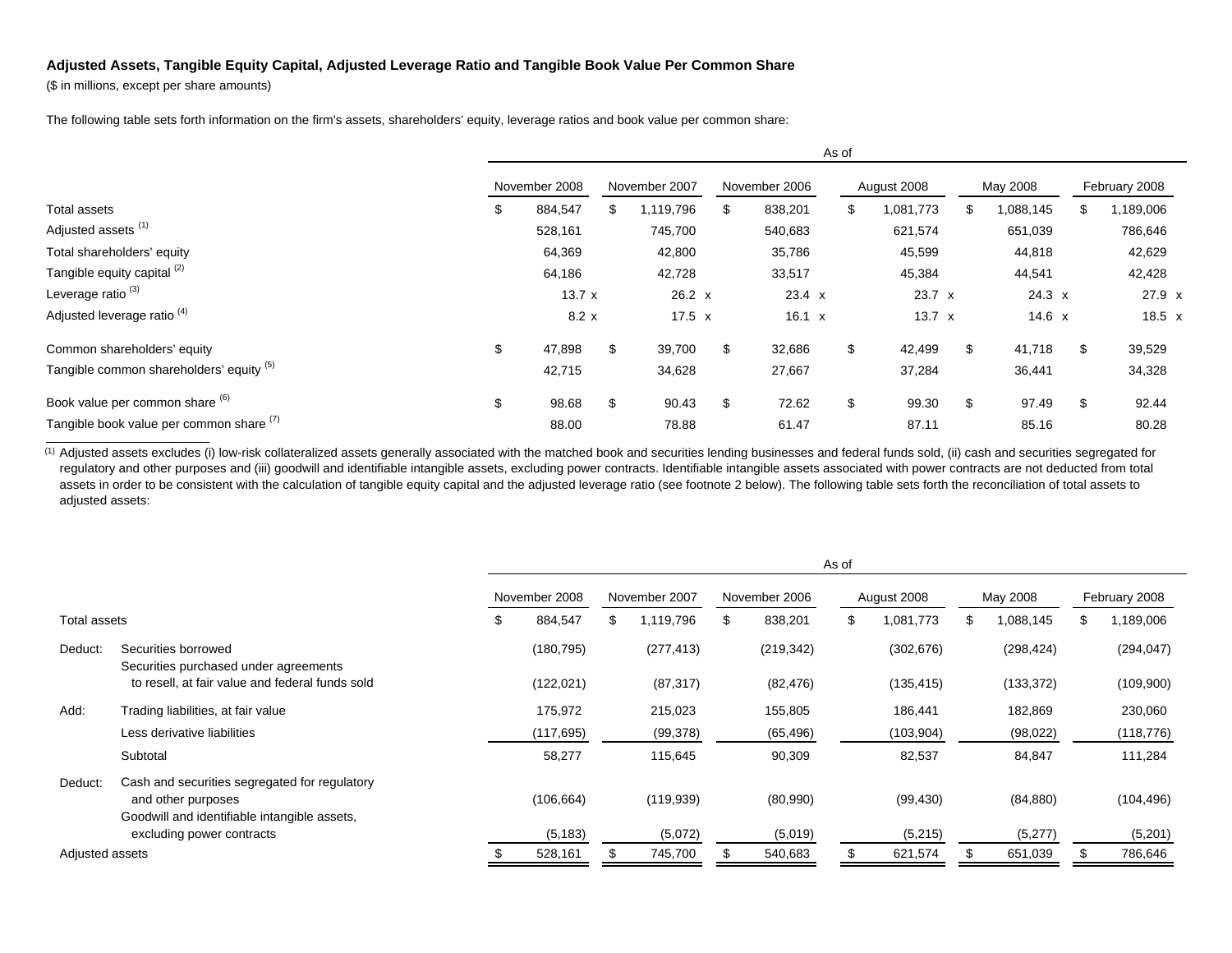**Adjusted Assets, Tangible Equity Capital, Adjusted Leverage Ratio and Tangible Book Value Per Common Share**

($ in millions, except per share amounts)

The following table sets forth information on the firm's assets, shareholders' equity, leverage ratios and book value per common share:

| | As of | | | | | |
|---|---|---|---|---|---|---|
| | November 2008 | November 2007 | November 2006 | August 2008 | May 2008 | February 2008 |
| Total assets | $ 884,547 | $ 1,119,796 | $ 838,201 | $ 1,081,773 | $ 1,088,145 | $ 1,189,006 |
| Adjusted assets [1] | 528,161 | 745,700 | 540,683 | 621,574 | 651,039 | 786,646 |
| Total shareholders' equity | 64,369 | 42,800 | 35,786 | 45,599 | 44,818 | 42,629 |
| Tangible equity capital [2] | 64,186 | 42,728 | 33,517 | 45,384 | 44,541 | 42,428 |
| Leverage ratio [3] | 13.7 x | 26.2 x | 23.4 x | 23.7 x | 24.3 x | 27.9 x |
| Adjusted leverage ratio [4] | 8.2 x | 17.5 x | 16.1 x | 13.7 x | 14.6 x | 18.5 x |
| Common shareholders' equity | $ 47,898 | $ 39,700 | $ 32,686 | $ 42,499 | $ 41,718 | $ 39,529 |
| Tangible common shareholders' equity [5] | 42,715 | 34,628 | 27,667 | 37,284 | 36,441 | 34,328 |
| Book value per common share [6] | $ 98.68 | $ 90.43 | $ 72.62 | $ 99.30 | $ 97.49 | $ 92.44 |
| Tangible book value per common share [7] | 88.00 | 78.88 | 61.47 | 87.11 | 85.16 | 80.28 |

[1] Adjusted assets excludes (i) low-risk collateralized assets generally associated with the matched book and securities lending businesses and federal funds sold, (ii) cash and securities segregated for regulatory and other purposes and (iii) goodwill and identifiable intangible assets, excluding power contracts. Identifiable intangible assets associated with power contracts are not deducted from total assets in order to be consistent with the calculation of tangible equity capital and the adjusted leverage ratio (see footnote 2 below). The following table sets forth the reconciliation of total assets to adjusted assets:

| | | As of | | | | | |
|---|---|---|---|---|---|---|---|
| | | November 2008 | November 2007 | November 2006 | August 2008 | May 2008 | February 2008 |
| Total assets | | $ 884,547 | $ 1,119,796 | $ 838,201 | $ 1,081,773 | $ 1,088,145 | $ 1,189,006 |
| Deduct: | Securities borrowed | (180,795) | (277,413) | (219,342) | (302,676) | (298,424) | (294,047) |
| | Securities purchased under agreements to resell, at fair value and federal funds sold | (122,021) | (87,317) | (82,476) | (135,415) | (133,372) | (109,900) |
| Add: | Trading liabilities, at fair value | 175,972 | 215,023 | 155,805 | 186,441 | 182,869 | 230,060 |
| | Less derivative liabilities | (117,695) | (99,378) | (65,496) | (103,904) | (98,022) | (118,776) |
| | Subtotal | 58,277 | 115,645 | 90,309 | 82,537 | 84,847 | 111,284 |
| Deduct: | Cash and securities segregated for regulatory and other purposes | (106,664) | (119,939) | (80,990) | (99,430) | (84,880) | (104,496) |
| | Goodwill and identifiable intangible assets, excluding power contracts | (5,183) | (5,072) | (5,019) | (5,215) | (5,277) | (5,201) |
| Adjusted assets | | $ 528,161 | $ 745,700 | $ 540,683 | $ 621,574 | $ 651,039 | $ 786,646 |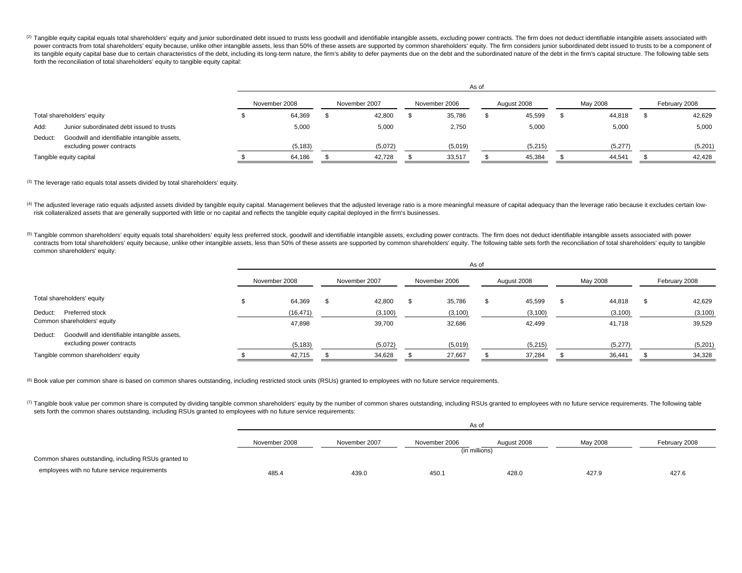(2) Tangible equity capital equals total shareholders' equity and junior subordinated debt issued to trusts less goodwill and identifiable intangible assets, excluding power contracts. The firm does not deduct identifiable intangible assets associated with power contracts from total shareholders' equity because, unlike other intangible assets, less than 50% of these assets are supported by common shareholders' equity. The firm considers junior subordinated debt issued to trusts to be a component of its tangible equity capital base due to certain characteristics of the debt, including its long-term nature, the firm's ability to defer payments due on the debt and the subordinated nature of the debt in the firm's capital structure. The following table sets forth the reconciliation of total shareholders' equity to tangible equity capital:

| | As of | | | | | |
|---|---|---|---|---|---|---|
| | November 2008 | November 2007 | November 2006 | August 2008 | May 2008 | February 2008 |
| Total shareholders' equity | $ 64,369 | $ 42,800 | $ 35,786 | $ 45,599 | $ 44,818 | $ 42,629 |
| Add: Junior subordinated debt issued to trusts | 5,000 | 5,000 | 2,750 | 5,000 | 5,000 | 5,000 |
| Deduct: Goodwill and identifiable intangible assets, excluding power contracts | (5,183) | (5,072) | (5,019) | (5,215) | (5,277) | (5,201) |
| Tangible equity capital | $ 64,186 | $ 42,728 | $ 33,517 | $ 45,384 | $ 44,541 | $ 42,428 |

(3) The leverage ratio equals total assets divided by total shareholders' equity.

(4) The adjusted leverage ratio equals adjusted assets divided by tangible equity capital. Management believes that the adjusted leverage ratio is a more meaningful measure of capital adequacy than the leverage ratio because it excludes certain low-risk collateralized assets that are generally supported with little or no capital and reflects the tangible equity capital deployed in the firm's businesses.

(5) Tangible common shareholders' equity equals total shareholders' equity less preferred stock, goodwill and identifiable intangible assets, excluding power contracts. The firm does not deduct identifiable intangible assets associated with power contracts from total shareholders' equity because, unlike other intangible assets, less than 50% of these assets are supported by common shareholders' equity. The following table sets forth the reconciliation of total shareholders' equity to tangible common shareholders' equity:

| | As of | | | | | |
|---|---|---|---|---|---|---|
| | November 2008 | November 2007 | November 2006 | August 2008 | May 2008 | February 2008 |
| Total shareholders' equity | $ 64,369 | $ 42,800 | $ 35,786 | $ 45,599 | $ 44,818 | $ 42,629 |
| Deduct: Preferred stock | (16,471) | (3,100) | (3,100) | (3,100) | (3,100) | (3,100) |
| Common shareholders' equity | 47,898 | 39,700 | 32,686 | 42,499 | 41,718 | 39,529 |
| Deduct: Goodwill and identifiable intangible assets, excluding power contracts | (5,183) | (5,072) | (5,019) | (5,215) | (5,277) | (5,201) |
| Tangible common shareholders' equity | $ 42,715 | $ 34,628 | $ 27,667 | $ 37,284 | $ 36,441 | $ 34,328 |

(6) Book value per common share is based on common shares outstanding, including restricted stock units (RSUs) granted to employees with no future service requirements.

(7) Tangible book value per common share is computed by dividing tangible common shareholders' equity by the number of common shares outstanding, including RSUs granted to employees with no future service requirements. The following table sets forth the common shares outstanding, including RSUs granted to employees with no future service requirements:

| | As of | | | | | |
|---|---|---|---|---|---|---|
| | November 2008 | November 2007 | November 2006 | August 2008 | May 2008 | February 2008 |
| | (in millions) | | | | | |
| Common shares outstanding, including RSUs granted to employees with no future service requirements | 485.4 | 439.0 | 450.1 | 428.0 | 427.9 | 427.6 |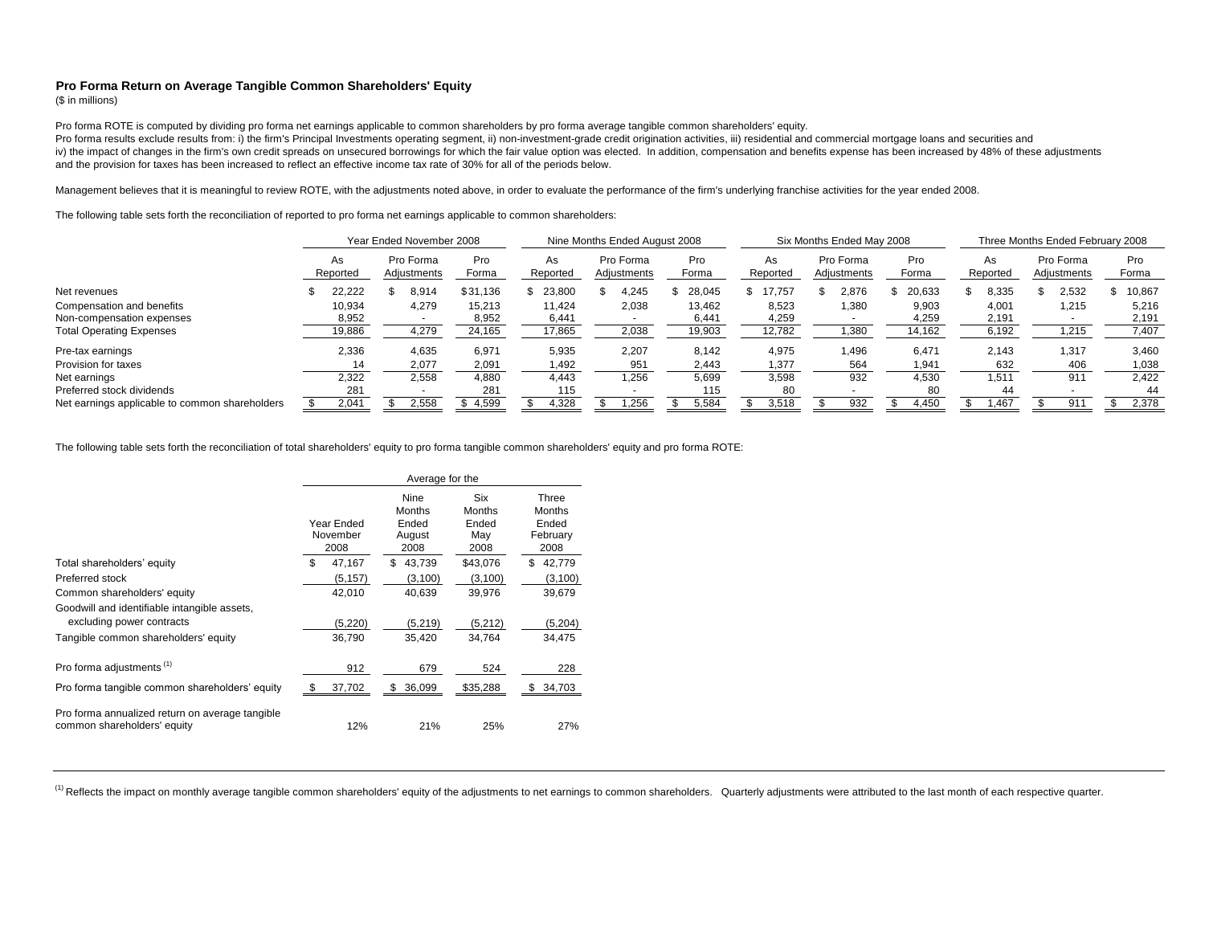## Pro Forma Return on Average Tangible Common Shareholders' Equity

($ in millions)

Pro forma ROTE is computed by dividing pro forma net earnings applicable to common shareholders by pro forma average tangible common shareholders' equity.
Pro forma results exclude results from: i) the firm's Principal Investments operating segment, ii) non-investment-grade credit origination activities, iii) residential and commercial mortgage loans and securities and iv) the impact of changes in the firm's own credit spreads on unsecured borrowings for which the fair value option was elected. In addition, compensation and benefits expense has been increased by 48% of these adjustments and the provision for taxes has been increased to reflect an effective income tax rate of 30% for all of the periods below.

Management believes that it is meaningful to review ROTE, with the adjustments noted above, in order to evaluate the performance of the firm's underlying franchise activities for the year ended 2008.

The following table sets forth the reconciliation of reported to pro forma net earnings applicable to common shareholders:

| | Year Ended November 2008 | | | Nine Months Ended August 2008 | | | Six Months Ended May 2008 | | | Three Months Ended February 2008 | | |
|---|---|---|---|---|---|---|---|---|---|---|---|---|
| | As Reported | Pro Forma Adjustments | Pro Forma | As Reported | Pro Forma Adjustments | Pro Forma | As Reported | Pro Forma Adjustments | Pro Forma | As Reported | Pro Forma Adjustments | Pro Forma |
| Net revenues | $ 22,222 | $ 8,914 | $ 31,136 | $ 23,800 | $ 4,245 | $ 28,045 | $ 17,757 | $ 2,876 | $ 20,633 | $ 8,335 | $ 2,532 | $ 10,867 |
| Compensation and benefits | 10,934 | 4,279 | 15,213 | 11,424 | 2,038 | 13,462 | 8,523 | 1,380 | 9,903 | 4,001 | 1,215 | 5,216 |
| Non-compensation expenses | 8,952 | - | 8,952 | 6,441 | - | 6,441 | 4,259 | - | 4,259 | 2,191 | - | 2,191 |
| Total Operating Expenses | 19,886 | 4,279 | 24,165 | 17,865 | 2,038 | 19,903 | 12,782 | 1,380 | 14,162 | 6,192 | 1,215 | 7,407 |
| Pre-tax earnings | 2,336 | 4,635 | 6,971 | 5,935 | 2,207 | 8,142 | 4,975 | 1,496 | 6,471 | 2,143 | 1,317 | 3,460 |
| Provision for taxes | 14 | 2,077 | 2,091 | 1,492 | 951 | 2,443 | 1,377 | 564 | 1,941 | 632 | 406 | 1,038 |
| Net earnings | 2,322 | 2,558 | 4,880 | 4,443 | 1,256 | 5,699 | 3,598 | 932 | 4,530 | 1,511 | 911 | 2,422 |
| Preferred stock dividends | 281 | - | 281 | 115 | - | 115 | 80 | - | 80 | 44 | - | 44 |
| Net earnings applicable to common shareholders | $ 2,041 | $ 2,558 | $ 4,599 | $ 4,328 | $ 1,256 | $ 5,584 | $ 3,518 | $ 932 | $ 4,450 | $ 1,467 | $ 911 | $ 2,378 |

The following table sets forth the reconciliation of total shareholders' equity to pro forma tangible common shareholders' equity and pro forma ROTE:

| | Average for the | | | |
|---|---|---|---|---|
| | Year Ended November 2008 | Nine Months Ended August 2008 | Six Months Ended May 2008 | Three Months Ended February 2008 |
| Total shareholders' equity | $ 47,167 | $ 43,739 | $43,076 | $ 42,779 |
| Preferred stock | (5,157) | (3,100) | (3,100) | (3,100) |
| Common shareholders' equity | 42,010 | 40,639 | 39,976 | 39,679 |
| Goodwill and identifiable intangible assets, excluding power contracts | (5,220) | (5,219) | (5,212) | (5,204) |
| Tangible common shareholders' equity | 36,790 | 35,420 | 34,764 | 34,475 |
| Pro forma adjustments [1] | 912 | 679 | 524 | 228 |
| Pro forma tangible common shareholders' equity | $ 37,702 | $ 36,099 | $35,288 | $ 34,703 |
| Pro forma annualized return on average tangible common shareholders' equity | 12% | 21% | 25% | 27% |

[1] Reflects the impact on monthly average tangible common shareholders' equity of the adjustments to net earnings to common shareholders. Quarterly adjustments were attributed to the last month of each respective quarter.